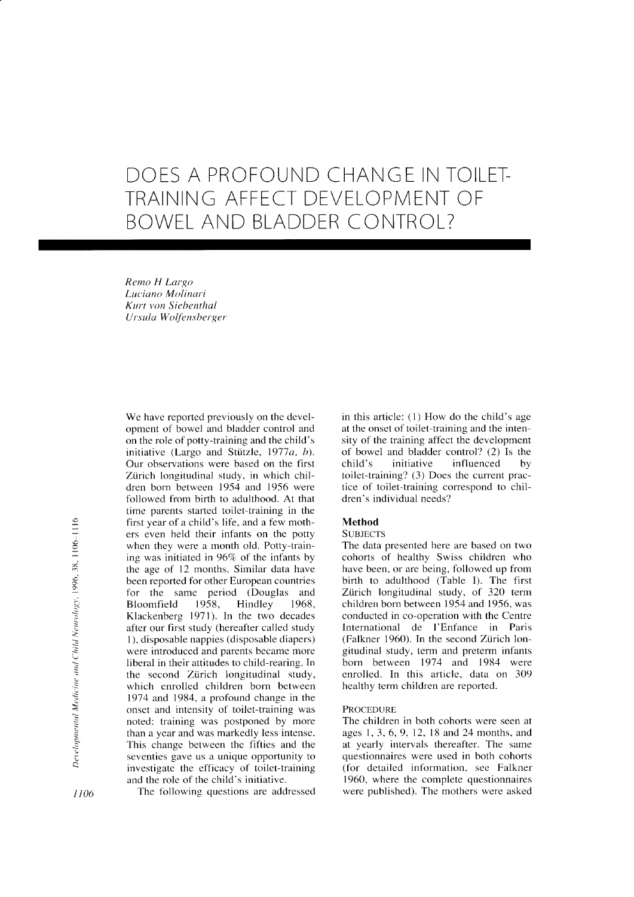# DOES A PROFOUND CHANGE IN TOILET-TRAINING AFFECT DEVELOPMENT OF BOWEL AND BLADDER CONTROL?

*Remo H Largo*
*Luciano Molinari*
*Kurt von Siebenthal*
*Ursula Wolfensberger*

We have reported previously on the development of bowel and bladder control and on the role of potty-training and the child's initiative (Largo and Stützle, 1977*a*, *b*). Our observations were based on the first Zürich longitudinal study, in which children born between 1954 and 1956 were followed from birth to adulthood. At that time parents started toilet-training in the first year of a child's life, and a few mothers even held their infants on the potty when they were a month old. Potty-training was initiated in 96% of the infants by the age of 12 months. Similar data have been reported for other European countries for the same period (Douglas and Bloomfield 1958, Hindley 1968, Klackenberg 1971). In the two decades after our first study (hereafter called study 1), disposable nappies (disposable diapers) were introduced and parents became more liberal in their attitudes to child-rearing. In the second Zürich longitudinal study, which enrolled children born between 1974 and 1984, a profound change in the onset and intensity of toilet-training was noted: training was postponed by more than a year and was markedly less intense. This change between the fifties and the seventies gave us a unique opportunity to investigate the efficacy of toilet-training and the role of the child's initiative.

The following questions are addressed in this article: (1) How do the child's age at the onset of toilet-training and the intensity of the training affect the development of bowel and bladder control? (2) Is the child's initiative influenced by toilet-training? (3) Does the current practice of toilet-training correspond to children's individual needs?

## Method

### Subjects

The data presented here are based on two cohorts of healthy Swiss children who have been, or are being, followed up from birth to adulthood (Table I). The first Zürich longitudinal study, of 320 term children born between 1954 and 1956, was conducted in co-operation with the Centre International de l'Enfance in Paris (Falkner 1960). In the second Zürich longitudinal study, term and preterm infants born between 1974 and 1984 were enrolled. In this article, data on 309 healthy term children are reported.

### Procedure

The children in both cohorts were seen at ages 1, 3, 6, 9, 12, 18 and 24 months, and at yearly intervals thereafter. The same questionnaires were used in both cohorts (for detailed information, see Falkner 1960, where the complete questionnaires were published). The mothers were asked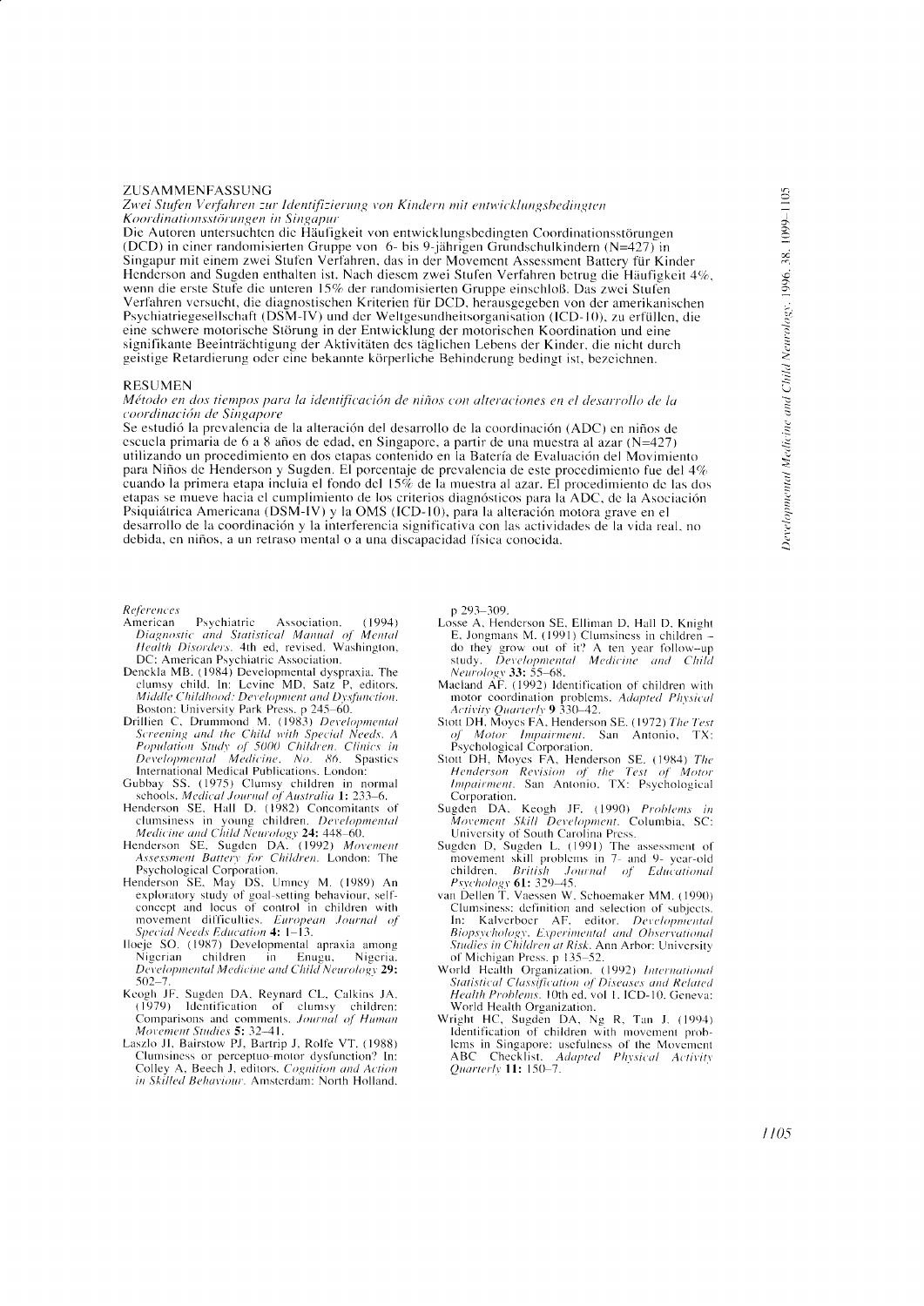## ZUSAMMENFASSUNG

*Zwei Stufen Verfahren zur Identifizierung von Kindern mit entwicklungsbedingten Koordinationsstörungen in Singapur*

Die Autoren untersuchten die Häufigkeit von entwicklungsbedingten Coordinationsstörungen (DCD) in einer randomisierten Gruppe von 6- bis 9-jährigen Grundschulkindern (N=427) in Singapur mit einem zwei Stufen Verfahren, das in der Movement Assessment Battery für Kinder Henderson and Sugden enthalten ist. Nach diesem zwei Stufen Verfahren betrug die Häufigkeit 4%, wenn die erste Stufe die unteren 15% der randomisierten Gruppe einschloß. Das zwei Stufen Verfahren versucht, die diagnostischen Kriterien für DCD, herausgegeben von der amerikanischen Psychiatriegesellschaft (DSM-IV) und der Weltgesundheitsorganisation (ICD-10), zu erfüllen, die eine schwere motorische Störung in der Entwicklung der motorischen Koordination und eine signifikante Beeinträchtigung der Aktivitäten des täglichen Lebens der Kinder, die nicht durch geistige Retardierung oder eine bekannte körperliche Behinderung bedingt ist, bezeichnen.

## RESUMEN

*Método en dos tiempos para la identificación de niños con alteraciones en el desarrollo de la coordinación de Singapore*

Se estudió la prevalencia de la alteración del desarrollo de la coordinación (ADC) en niños de escuela primaria de 6 a 8 años de edad, en Singapore, a partir de una muestra al azar (N=427) utilizando un procedimiento en dos etapas contenido en la Batería de Evaluación del Movimiento para Niños de Henderson y Sugden. El porcentaje de prevalencia de este procedimiento fue del 4% cuando la primera etapa incluía el fondo del 15% de la muestra al azar. El procedimiento de las dos etapas se mueve hacia el cumplimiento de los criterios diagnósticos para la ADC, de la Asociación Psiquiátrica Americana (DSM-IV) y la OMS (ICD-10), para la alteración motora grave en el desarrollo de la coordinación y la interferencia significativa con las actividades de la vida real, no debida, en niños, a un retraso mental o a una discapacidad física conocida.

### *References*

American Psychiatric Association. (1994) *Diagnostic and Statistical Manual of Mental Health Disorders.* 4th ed, revised. Washington, DC: American Psychiatric Association.

Denckla MB. (1984) Developmental dyspraxia. The clumsy child. In: Levine MD, Satz P, editors. *Middle Childhood: Development and Dysfunction.* Boston: University Park Press. p 245–60.

Drillien C, Drummond M. (1983) *Developmental Screening and the Child with Special Needs. A Population Study of 5000 Children. Clinics in Developmental Medicine, No. 86.* Spastics International Medical Publications. London:

Gubbay SS. (1975) Clumsy children in normal schools. *Medical Journal of Australia* **1:** 233–6.

Henderson SE, Hall D. (1982) Concomitants of clumsiness in young children. *Developmental Medicine and Child Neurology* **24:** 448–60.

Henderson SE, Sugden DA. (1992) *Movement Assessment Battery for Children.* London: The Psychological Corporation.

Henderson SE, May DS, Umney M. (1989) An exploratory study of goal-setting behaviour, self-concept and locus of control in children with movement difficulties. *European Journal of Special Needs Education* **4:** 1–13.

Iloeje SO. (1987) Developmental apraxia among Nigerian children in Enugu, Nigeria. *Developmental Medicine and Child Neurology* **29:** 502–7.

Keogh JF, Sugden DA, Reynard CL, Calkins JA. (1979) Identification of clumsy children: Comparisons and comments. *Journal of Human Movement Studies* **5:** 32–41.

Laszlo JI, Bairstow PJ, Bartrip J, Rolfe VT. (1988) Clumsiness or perceptuo-motor dysfunction? In: Colley A, Beech J, editors. *Cognition and Action in Skilled Behaviour.* Amsterdam: North Holland. p 293–309.

Losse A, Henderson SE, Elliman D, Hall D, Knight E, Jongmans M. (1991) Clumsiness in children – do they grow out of it? A ten year follow-up study. *Developmental Medicine and Child Neurology* **33:** 55–68.

Maeland AF. (1992) Identification of children with motor coordination problems. *Adapted Physical Activity Quarterly* **9** 330–42.

Stott DH, Moyes FA, Henderson SE. (1972) *The Test of Motor Impairment.* San Antonio, TX: Psychological Corporation.

Stott DH, Moyes FA, Henderson SE. (1984) *The Henderson Revision of the Test of Motor Impairment.* San Antonio, TX: Psychological Corporation.

Sugden DA, Keogh JF. (1990) *Problems in Movement Skill Development.* Columbia, SC: University of South Carolina Press.

Sugden D, Sugden L. (1991) The assessment of movement skill problems in 7- and 9- year-old children. *British Journal of Educational Psychology* **61:** 329–45.

van Dellen T, Vaessen W, Schoemaker MM. (1990) Clumsiness: definition and selection of subjects. In: Kalverboer AF, editor. *Developmental Biopsychology, Experimental and Observational Studies in Children at Risk.* Ann Arbor: University of Michigan Press. p 135–52.

World Health Organization. (1992) *International Statistical Classification of Diseases and Related Health Problems.* 10th ed, vol 1. ICD-10. Geneva: World Health Organization.

Wright HC, Sugden DA, Ng R, Tan J. (1994) Identification of children with movement problems in Singapore: usefulness of the Movement ABC Checklist. *Adapted Physical Activity Quarterly* **11:** 150–7.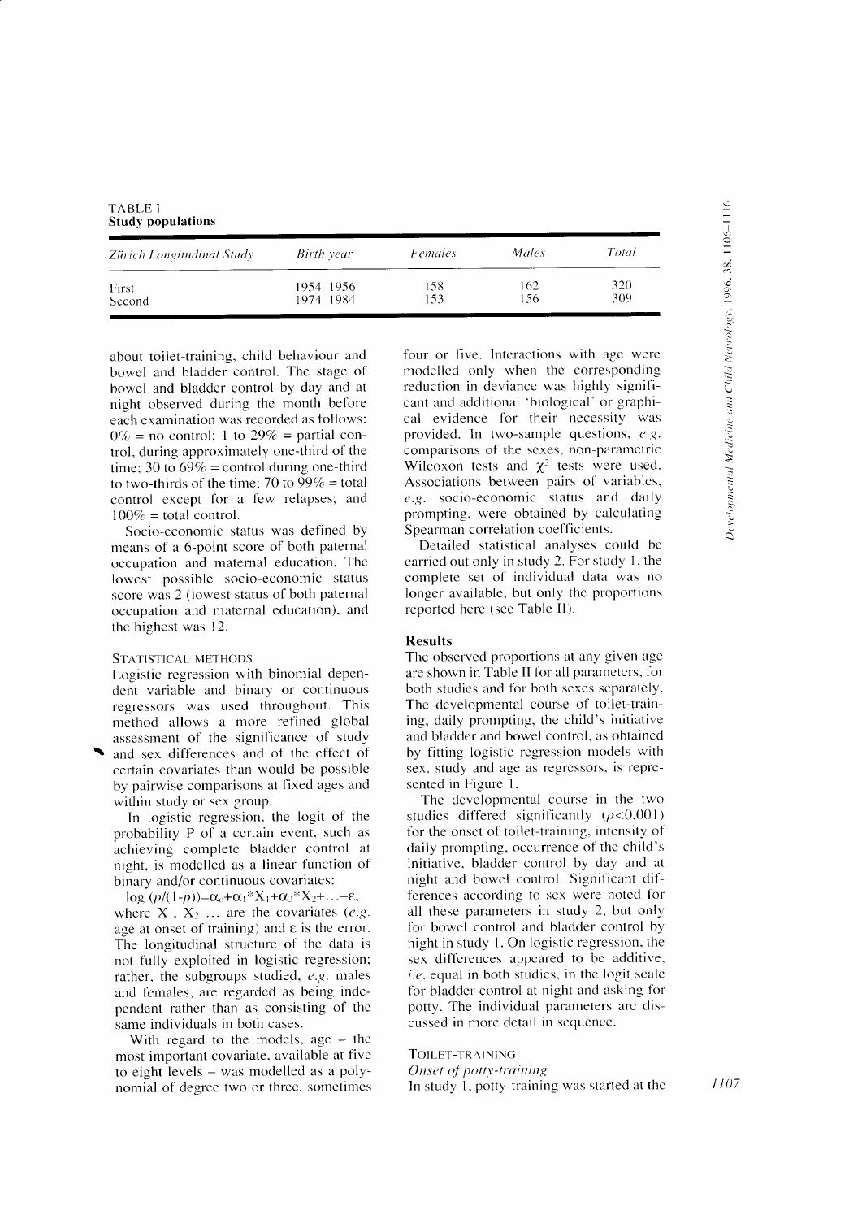TABLE I
**Study populations**

| *Zürich Longitudinal Study* | *Birth year* | *Females* | *Males* | *Total* |
|---|---|---|---|---|
| First | 1954–1956 | 158 | 162 | 320 |
| Second | 1974–1984 | 153 | 156 | 309 |

about toilet-training, child behaviour and bowel and bladder control. The stage of bowel and bladder control by day and at night observed during the month before each examination was recorded as follows: 0% = no control; 1 to 29% = partial control, during approximately one-third of the time; 30 to 69% = control during one-third to two-thirds of the time; 70 to 99% = total control except for a few relapses; and 100% = total control.

Socio-economic status was defined by means of a 6-point score of both paternal occupation and maternal education. The lowest possible socio-economic status score was 2 (lowest status of both paternal occupation and maternal education), and the highest was 12.

### Statistical methods

Logistic regression with binomial dependent variable and binary or continuous regressors was used throughout. This method allows a more refined global assessment of the significance of study and sex differences and of the effect of certain covariates than would be possible by pairwise comparisons at fixed ages and within study or sex group.

In logistic regression, the logit of the probability P of a certain event, such as achieving complete bladder control at night, is modelled as a linear function of binary and/or continuous covariates:

$\log(p/(1-p)) = \alpha_o + \alpha_1 * X_1 + \alpha_2 * X_2 + \ldots + \varepsilon$,

where $X_1$, $X_2$ ... are the covariates (*e.g.* age at onset of training) and $\varepsilon$ is the error. The longitudinal structure of the data is not fully exploited in logistic regression; rather, the subgroups studied, *e.g.* males and females, are regarded as being independent rather than as consisting of the same individuals in both cases.

With regard to the models, age – the most important covariate, available at five to eight levels – was modelled as a polynomial of degree two or three, sometimes four or five. Interactions with age were modelled only when the corresponding reduction in deviance was highly significant and additional 'biological' or graphical evidence for their necessity was provided. In two-sample questions, *e.g.* comparisons of the sexes, non-parametric Wilcoxon tests and $\chi^2$ tests were used. Associations between pairs of variables, *e.g.* socio-economic status and daily prompting, were obtained by calculating Spearman correlation coefficients.

Detailed statistical analyses could be carried out only in study 2. For study 1, the complete set of individual data was no longer available, but only the proportions reported here (see Table II).

## Results

The observed proportions at any given age are shown in Table II for all parameters, for both studies and for both sexes separately. The developmental course of toilet-training, daily prompting, the child's initiative and bladder and bowel control, as obtained by fitting logistic regression models with sex, study and age as regressors, is represented in Figure 1.

The developmental course in the two studies differed significantly ($p<0.001$) for the onset of toilet-training, intensity of daily prompting, occurrence of the child's initiative, bladder control by day and at night and bowel control. Significant differences according to sex were noted for all these parameters in study 2, but only for bowel control and bladder control by night in study 1. On logistic regression, the sex differences appeared to be additive, *i.e.* equal in both studies, in the logit scale for bladder control at night and asking for potty. The individual parameters are discussed in more detail in sequence.

### Toilet-training

#### *Onset of potty-training*

In study 1, potty-training was started at the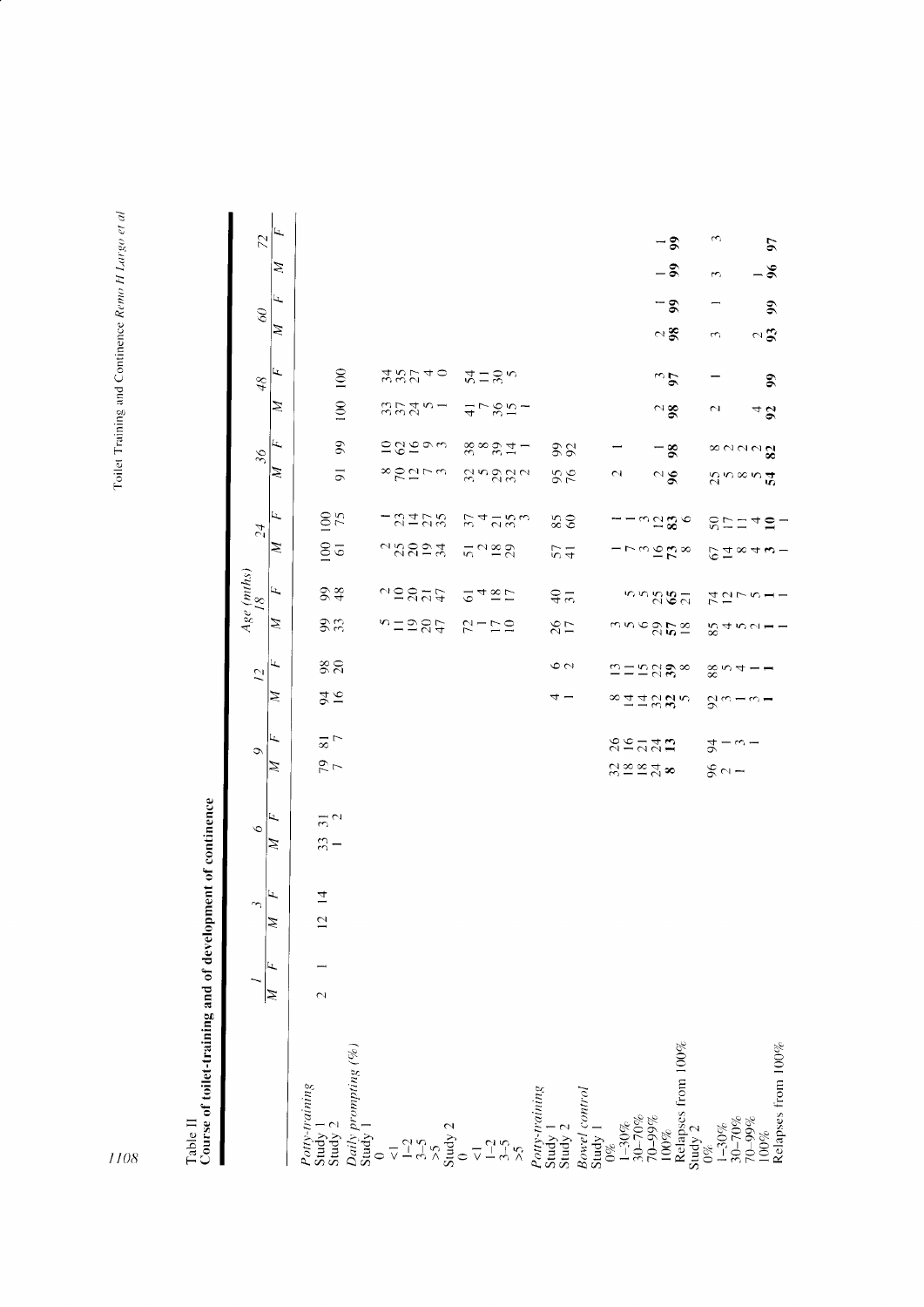Table II
**Course of toilet-training and of development of continence**

| | 1 | | 3 | | 6 | | 9 | | 12 | | Age (mths) 18 | | 24 | | 36 | | 48 | | 60 | | 72 | |
|---|---|---|---|---|---|---|---|---|---|---|---|---|---|---|---|---|---|---|---|---|---|---|
| | *M* | *F* | *M* | *F* | *M* | *F* | *M* | *F* | *M* | *F* | *M* | *F* | *M* | *F* | *M* | *F* | *M* | *F* | *M* | *F* | *M* | *F* |
| *Potty-training* | | | | | | | | | | | | | | | | | | | | | | |
| Study 1 | 2 | 1 | 12 | 14 | 33 | 31 | 79 | 81 | 94 | 98 | 99 | 99 | 100 | 100 | | | | | | | | |
| Study 2 | | | | | 1 | 2 | 7 | 7 | 16 | 20 | 33 | 48 | 61 | 75 | 91 | 99 | 100 | 100 | | | | |
| *Daily prompting (%)* | | | | | | | | | | | | | | | | | | | | | | |
| Study 1 | | | | | | | | | | | | | | | | | | | | | | |
| 0 | | | | | | | | | | | 5 | 2 | 2 | 1 | 8 | 10 | 33 | 34 | | | | |
| <1 | | | | | | | | | | | 11 | 10 | 25 | 23 | 70 | 62 | 37 | 35 | | | | |
| 1–2 | | | | | | | | | | | 19 | 20 | 20 | 14 | 12 | 16 | 24 | 27 | | | | |
| 3–5 | | | | | | | | | | | 20 | 21 | 19 | 27 | 7 | 9 | 5 | 4 | | | | |
| >5 | | | | | | | | | | | 47 | 47 | 34 | 35 | 3 | 3 | 1 | 0 | | | | |
| Study 2 | | | | | | | | | | | | | | | | | | | | | | |
| 0 | | | | | | | | | | | 72 | 61 | 51 | 37 | 32 | 38 | 41 | 54 | | | | |
| <1 | | | | | | | | | | | 1 | 4 | 2 | 4 | 5 | 8 | 7 | 11 | | | | |
| 1–2 | | | | | | | | | | | 17 | 18 | 18 | 21 | 29 | 39 | 36 | 30 | | | | |
| 3–5 | | | | | | | | | | | 10 | 17 | 29 | 35 | 32 | 14 | 15 | 5 | | | | |
| >5 | | | | | | | | | | | | | | 3 | 2 | 1 | 1 | | | | | |
| *Potty-training* | | | | | | | | | | | | | | | | | | | | | | |
| Study 1 | | | | | | | | | 4 | 6 | 26 | 40 | 57 | 85 | 95 | 99 | | | | | | |
| Study 2 | | | | | | | | | 1 | 2 | 17 | 31 | 41 | 60 | 76 | 92 | | | | | | |
| *Bowel control* | | | | | | | | | | | | | | | | | | | | | | |
| Study 1 | | | | | | | | | | | | | | | | | | | | | | |
| 0% | | | | | | | 32 | 26 | 8 | 13 | 3 | | 1 | 1 | 2 | 1 | | | | | | |
| 1–30% | | | | | | | 18 | 16 | 14 | 11 | 5 | 5 | 7 | 1 | | | | | | | | |
| 30–70% | | | | | | | 18 | 21 | 14 | 15 | 6 | 5 | 3 | 3 | | | | | | | | |
| 70–99% | | | | | | | 24 | 24 | 32 | 22 | 29 | 25 | 16 | 12 | 2 | 1 | 2 | 3 | 2 | 1 | 1 | 1 |
| 100% | | | | | | | **8** | **13** | **32** | **39** | **57** | **65** | **73** | **83** | **96** | **98** | **98** | **97** | **98** | **99** | **99** | **99** |
| Relapses from 100% | | | | | | | | | 5 | 8 | 18 | 21 | 8 | 6 | | | | | | | | |
| Study 2 | | | | | | | | | | | | | | | | | | | | | | |
| 0% | | | | | | | 96 | 94 | 92 | 88 | 85 | 74 | 67 | 50 | 25 | 8 | 2 | 1 | 3 | 1 | 3 | 3 |
| 1–30% | | | | | | | 2 | 1 | 3 | 5 | 4 | 12 | 14 | 17 | 5 | 2 | | | | | | |
| 30–70% | | | | | | | 1 | 3 | 1 | 4 | 5 | 7 | 8 | 11 | 8 | 2 | | | | | | |
| 70–99% | | | | | | | | 1 | 3 | 1 | 2 | 5 | 4 | 4 | 5 | 2 | 4 | | 2 | | 1 | |
| 100% | | | | | | | | | **1** | **1** | **1** | **1** | **3** | **10** | **54** | **82** | **92** | **99** | **93** | **99** | **96** | **97** |
| Relapses from 100% | | | | | | | | | | | 1 | 1 | 1 | 1 | | | | | | | | |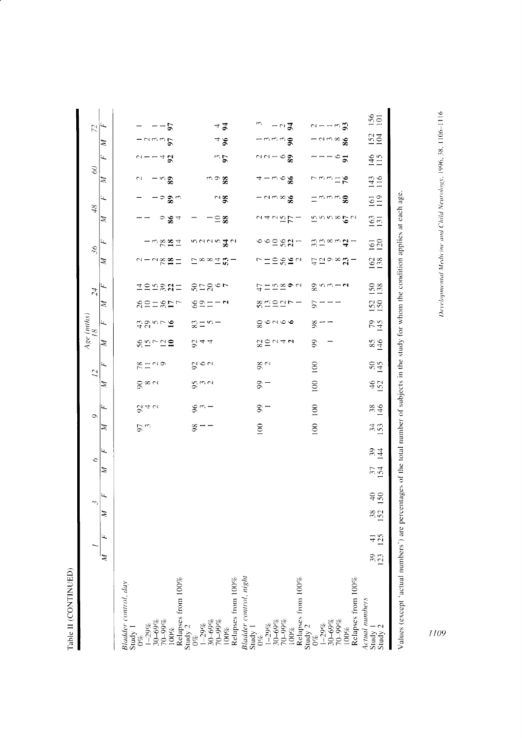Table II (CONTINUED)

| | Age (mths) 1 | | 3 | | 6 | | 9 | | 12 | | 18 | | 24 | | 36 | | 48 | | 60 | | 72 | |
|---|---|---|---|---|---|---|---|---|---|---|---|---|---|---|---|---|---|---|---|---|---|---|
| | M | F | M | F | M | F | M | F | M | F | M | F | M | F | M | F | M | F | M | F | M | F |
| *Bladder control, day* | | | | | | | | | | | | | | | | | | | | | | |
| Study 1 | | | | | | | | | | | | | | | | | | | | | | |
| 0% | | | | | | | 97 | 92 | 90 | 78 | 56 | 43 | 26 | 14 | 2 | | 1 | 1 | | 2 | 1 | 1 |
| 1–29% | | | | | | | 3 | 4 | 8 | 11 | 15 | 29 | 10 | 10 | 1 | 1 | 1 | | 2 | 1 | 2 | |
| 30–69% | | | | | | | | 2 | 2 | 2 | 7 | 5 | 11 | 15 | 2 | 3 | | 1 | 1 | 1 | 3 | 1 |
| 70–99% | | | | | | | | | | 9 | 12 | 7 | 36 | 39 | 78 | 78 | 9 | 9 | 5 | 4 | 3 | 1 |
| 100% | | | | | | | | | | | **10** | **16** | **17** | **22** | **18** | **18** | **86** | **89** | **89** | **92** | **97** | **97** |
| Relapses from 100% | | | | | | | | | | | | | 7 | 11 | 11 | 14 | 4 | 3 | | | | |
| Study 2 | | | | | | | | | | | | | | | | | | | | | | |
| 0% | | | | | | | 98 | 96 | 95 | 92 | 92 | 83 | 66 | 50 | 17 | 5 | 1 | | | | | |
| 1–29% | | | | | | | 1 | 3 | 3 | 6 | 4 | 11 | 19 | 17 | 8 | 2 | | | | | | |
| 30–69% | | | | | | | 1 | 1 | 2 | 2 | 4 | 5 | 11 | 20 | 8 | 2 | | | 3 | | | |
| 70–99% | | | | | | | | | | | | 1 | 1 | 6 | 14 | 5 | 10 | 2 | 9 | 3 | 4 | 4 |
| 100% | | | | | | | | | | | | | **2** | **7** | **53** | **84** | **88** | **98** | **88** | **97** | **96** | **94** |
| Relapses from 100% | | | | | | | | | | | | | | | 1 | 2 | | | | | | |
| *Bladder control, night* | | | | | | | | | | | | | | | | | | | | | | |
| Study 1 | | | | | | | | | | | | | | | | | | | | | | |
| 0% | | | | | | | 100 | 99 | 99 | 98 | 82 | 80 | 58 | 47 | 7 | 6 | 2 | 1 | 4 | 2 | 1 | 3 |
| 1–29% | | | | | | | | 1 | 1 | 2 | 10 | 6 | 13 | 11 | 11 | 6 | 4 | 2 | 1 | 2 | 3 | |
| 30–69% | | | | | | | | | | | 2 | 2 | 10 | 15 | 10 | 10 | 2 | 3 | 3 | 1 | 3 | 1 |
| 70–99% | | | | | | | | | | | 4 | 6 | 12 | 18 | 56 | 56 | 15 | 8 | 6 | 6 | 3 | 2 |
| 100% | | | | | | | | | | | **2** | **6** | **7** | **9** | **16** | **22** | **77** | **86** | **86** | **89** | **90** | **94** |
| Relapses from 100% | | | | | | | | | | | | | 1 | 2 | 2 | 1 | 1 | | | | | |
| Study 2 | | | | | | | | | | | | | | | | | | | | | | |
| 0% | | | | | | | 100 | 100 | 100 | 100 | 99 | 98 | 97 | 89 | 47 | 33 | 15 | 11 | 7 | 1 | 1 | 2 |
| 1–29% | | | | | | | | | | | | 1 | 1 | 5 | 12 | 13 | 5 | 3 | 3 | 1 | 2 | 1 |
| 30–69% | | | | | | | | | | | 1 | 1 | 1 | 3 | 9 | 8 | 5 | 3 | 3 | 1 | 3 | 1 |
| 70–99% | | | | | | | | | | | | | 1 | 1 | 8 | 3 | 8 | 3 | 11 | 6 | 8 | 3 |
| 100% | | | | | | | | | | | | | | **2** | **23** | **42** | **67** | **80** | **76** | **91** | **86** | **93** |
| Relapses from 100% | | | | | | | | | | | | | | | 1 | 1 | 2 | | | | | |
| *Actual numbers* | | | | | | | | | | | | | | | | | | | | | | |
| Study 1 | 39 | 41 | 38 | 40 | 37 | 39 | 34 | 38 | 46 | 50 | 85 | 79 | 152 | 150 | 162 | 161 | 163 | 161 | 143 | 146 | 152 | 156 |
| Study 2 | 123 | 125 | 152 | 150 | 154 | 144 | 153 | 146 | 152 | 145 | 146 | 145 | 150 | 138 | 138 | 120 | 131 | 119 | 116 | 115 | 104 | 101 |

Values (except 'actual numbers') are percentages of the total number of subjects in the study for whom the condition applies at each age.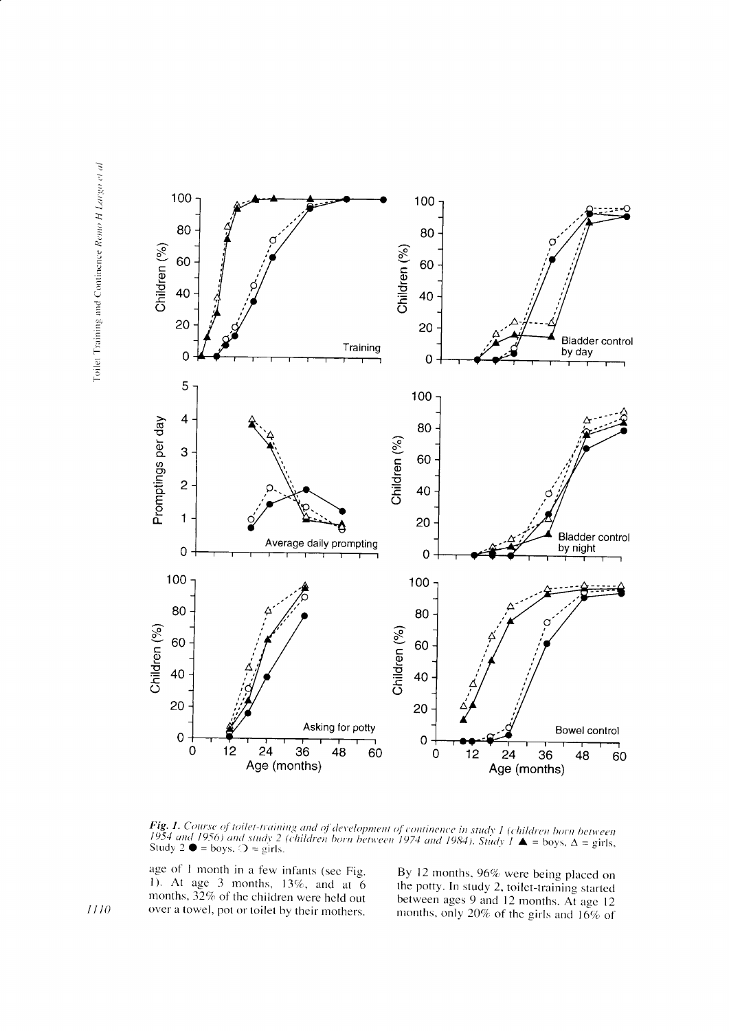*Fig. 1. Course of toilet-training and of development of continence in study 1 (children born between 1954 and 1956) and study 2 (children born between 1974 and 1984). Study 1* ▲ = boys, Δ = girls. Study 2 ● = boys, ○ = girls.

age of 1 month in a few infants (see Fig. 1). At age 3 months, 13%, and at 6 months, 32% of the children were held out over a towel, pot or toilet by their mothers. By 12 months, 96% were being placed on the potty. In study 2, toilet-training started between ages 9 and 12 months. At age 12 months, only 20% of the girls and 16% of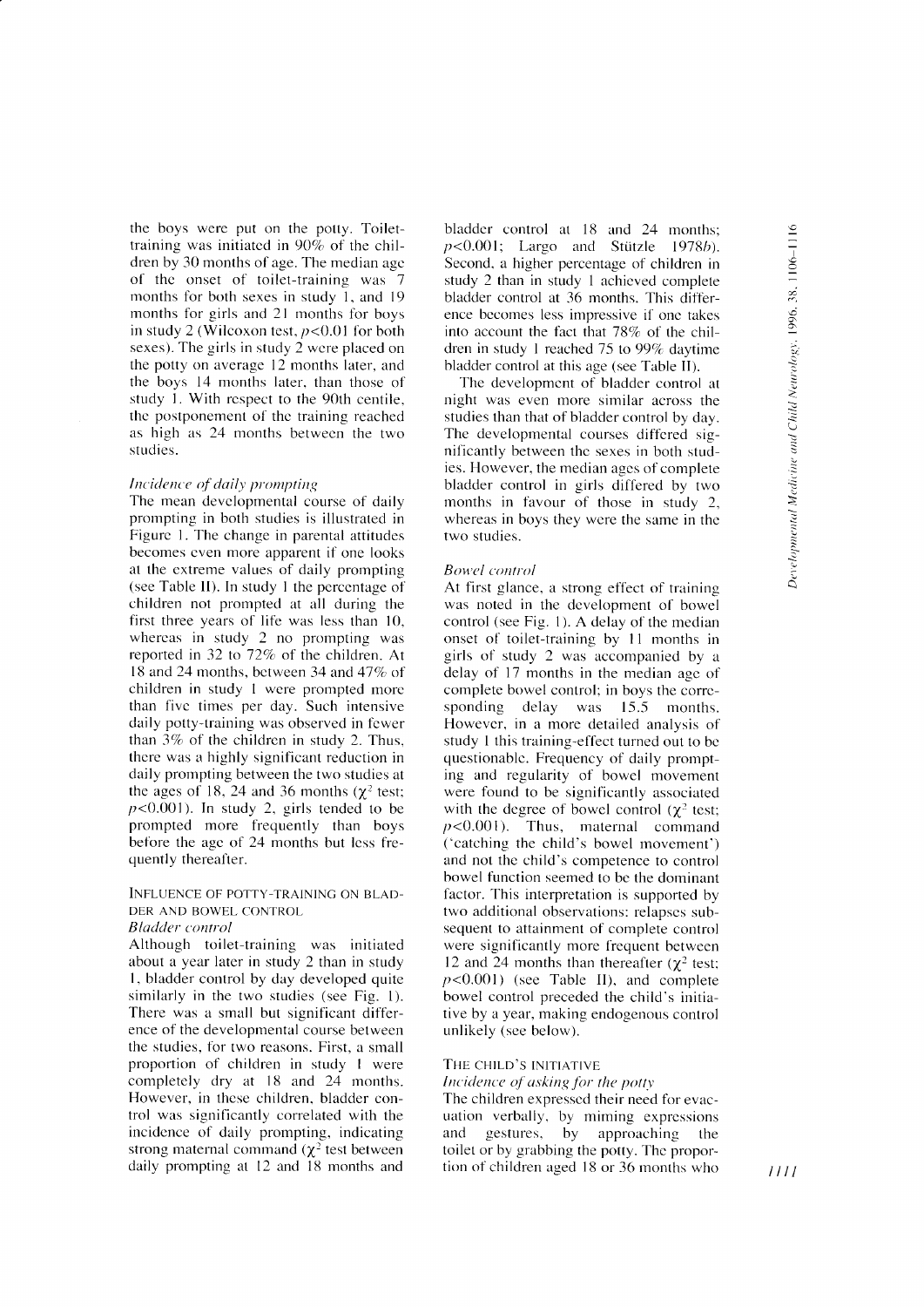the boys were put on the potty. Toilet-training was initiated in 90% of the children by 30 months of age. The median age of the onset of toilet-training was 7 months for both sexes in study 1, and 19 months for girls and 21 months for boys in study 2 (Wilcoxon test, $p<0.01$ for both sexes). The girls in study 2 were placed on the potty on average 12 months later, and the boys 14 months later, than those of study 1. With respect to the 90th centile, the postponement of the training reached as high as 24 months between the two studies.

### *Incidence of daily prompting*

The mean developmental course of daily prompting in both studies is illustrated in Figure 1. The change in parental attitudes becomes even more apparent if one looks at the extreme values of daily prompting (see Table II). In study 1 the percentage of children not prompted at all during the first three years of life was less than 10, whereas in study 2 no prompting was reported in 32 to 72% of the children. At 18 and 24 months, between 34 and 47% of children in study 1 were prompted more than five times per day. Such intensive daily potty-training was observed in fewer than 3% of the children in study 2. Thus, there was a highly significant reduction in daily prompting between the two studies at the ages of 18, 24 and 36 months ($\chi^2$ test; $p<0.001$). In study 2, girls tended to be prompted more frequently than boys before the age of 24 months but less frequently thereafter.

## INFLUENCE OF POTTY-TRAINING ON BLADDER AND BOWEL CONTROL

### *Bladder control*

Although toilet-training was initiated about a year later in study 2 than in study 1, bladder control by day developed quite similarly in the two studies (see Fig. 1). There was a small but significant difference of the developmental course between the studies, for two reasons. First, a small proportion of children in study 1 were completely dry at 18 and 24 months. However, in these children, bladder control was significantly correlated with the incidence of daily prompting, indicating strong maternal command ($\chi^2$ test between daily prompting at 12 and 18 months and bladder control at 18 and 24 months; $p<0.001$; Largo and Stützle 1978*b*). Second, a higher percentage of children in study 2 than in study 1 achieved complete bladder control at 36 months. This difference becomes less impressive if one takes into account the fact that 78% of the children in study 1 reached 75 to 99% daytime bladder control at this age (see Table II).

The development of bladder control at night was even more similar across the studies than that of bladder control by day. The developmental courses differed significantly between the sexes in both studies. However, the median ages of complete bladder control in girls differed by two months in favour of those in study 2, whereas in boys they were the same in the two studies.

### *Bowel control*

At first glance, a strong effect of training was noted in the development of bowel control (see Fig. 1). A delay of the median onset of toilet-training by 11 months in girls of study 2 was accompanied by a delay of 17 months in the median age of complete bowel control; in boys the corresponding delay was 15.5 months. However, in a more detailed analysis of study 1 this training-effect turned out to be questionable. Frequency of daily prompting and regularity of bowel movement were found to be significantly associated with the degree of bowel control ($\chi^2$ test; $p<0.001$). Thus, maternal command ('catching the child's bowel movement') and not the child's competence to control bowel function seemed to be the dominant factor. This interpretation is supported by two additional observations: relapses subsequent to attainment of complete control were significantly more frequent between 12 and 24 months than thereafter ($\chi^2$ test; $p<0.001$) (see Table II), and complete bowel control preceded the child's initiative by a year, making endogenous control unlikely (see below).

## THE CHILD'S INITIATIVE

### *Incidence of asking for the potty*

The children expressed their need for evacuation verbally, by miming expressions and gestures, by approaching the toilet or by grabbing the potty. The proportion of children aged 18 or 36 months who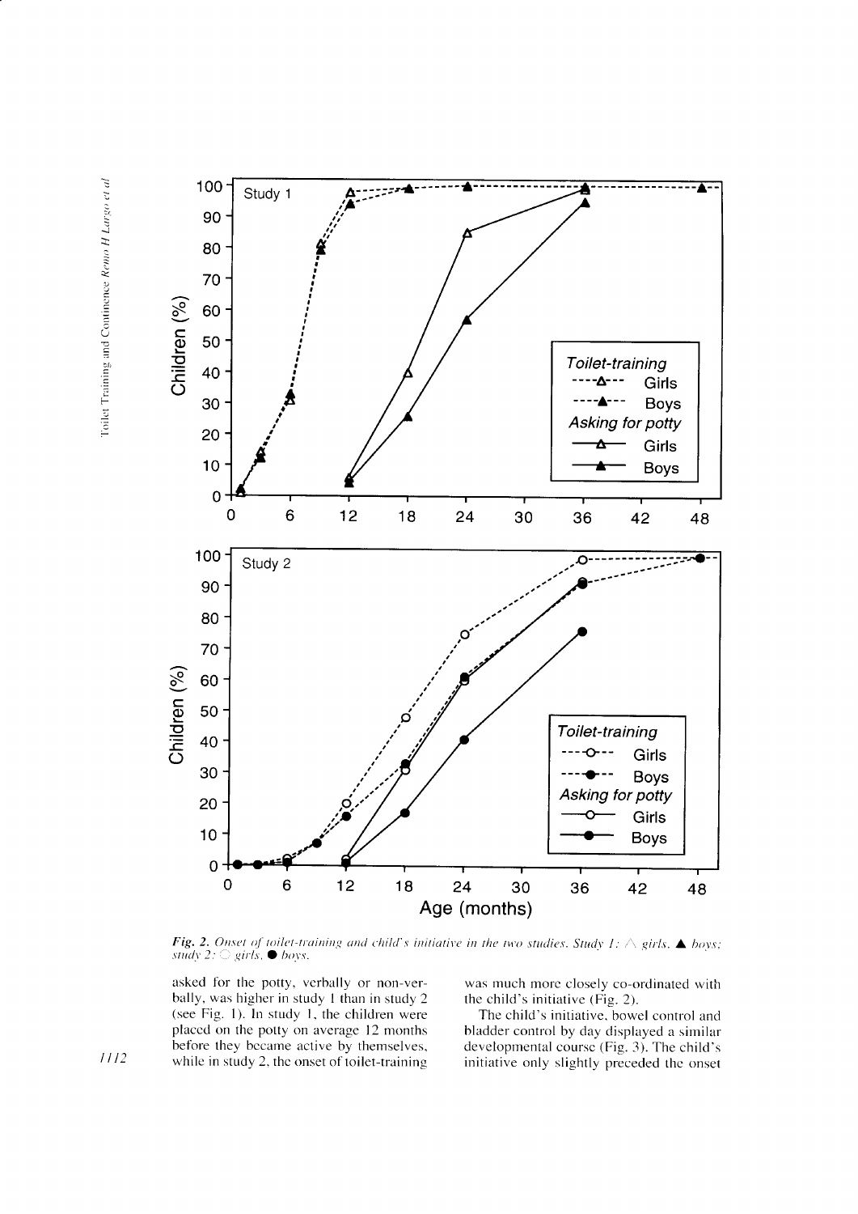*Fig. 2. Onset of toilet-training and child's initiative in the two studies. Study 1: △ girls, ▲ boys; study 2: ○ girls, ● boys.*

asked for the potty, verbally or non-verbally, was higher in study 1 than in study 2 (see Fig. 1). In study 1, the children were placed on the potty on average 12 months before they became active by themselves, while in study 2, the onset of toilet-training was much more closely co-ordinated with the child's initiative (Fig. 2).

The child's initiative, bowel control and bladder control by day displayed a similar developmental course (Fig. 3). The child's initiative only slightly preceded the onset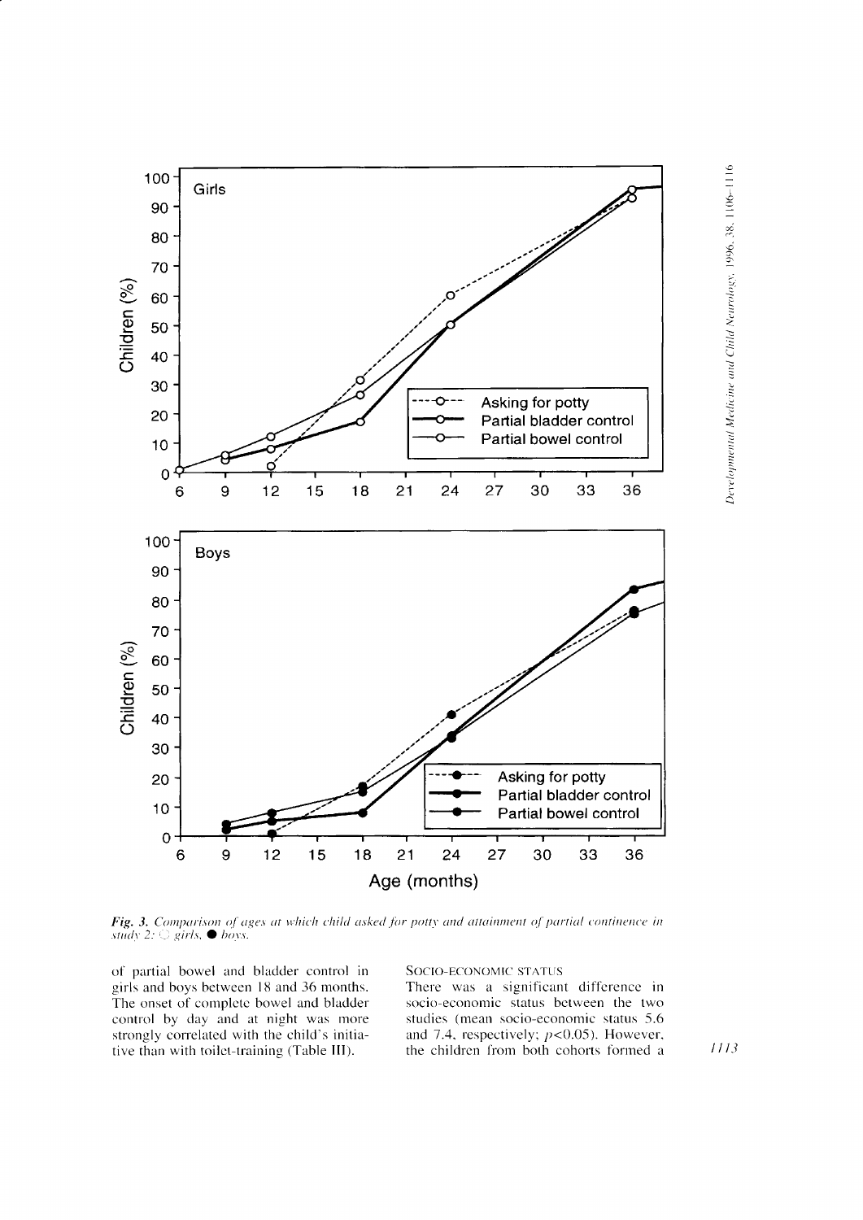*Fig. 3. Comparison of ages at which child asked for potty and attainment of partial continence in study 2:* ○ *girls,* ● *boys.*

of partial bowel and bladder control in girls and boys between 18 and 36 months. The onset of complete bowel and bladder control by day and at night was more strongly correlated with the child's initiative than with toilet-training (Table III).

SOCIO-ECONOMIC STATUS

There was a significant difference in socio-economic status between the two studies (mean socio-economic status 5.6 and 7.4, respectively; $p<0.05$). However, the children from both cohorts formed a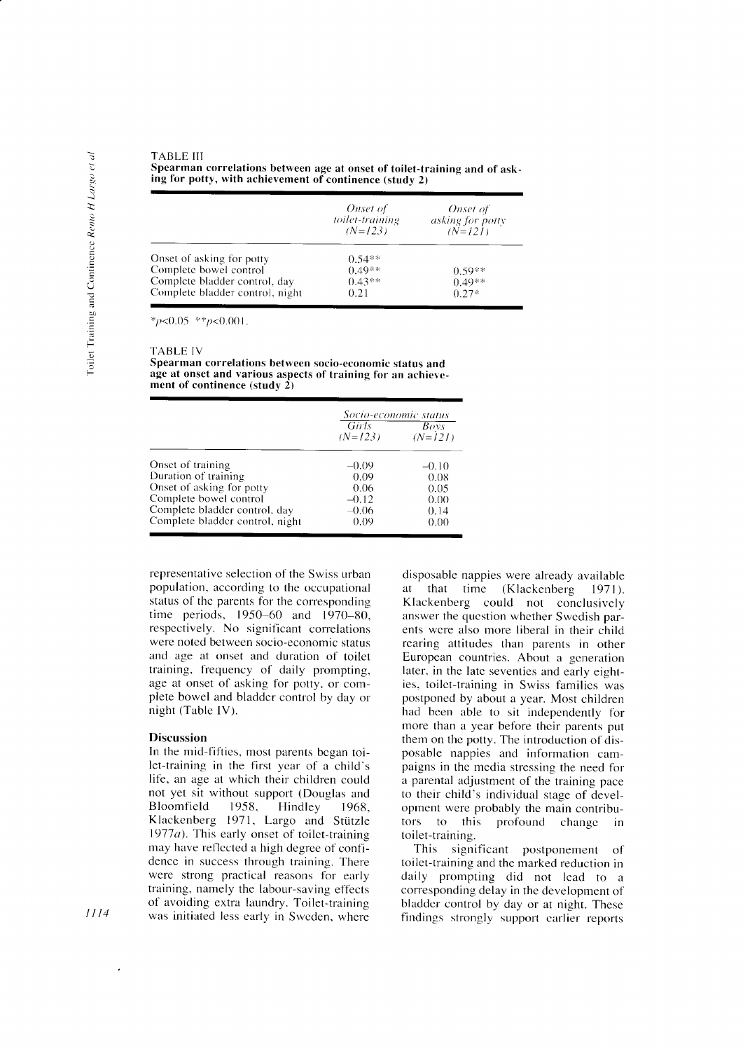TABLE III
**Spearman correlations between age at onset of toilet-training and of asking for potty, with achievement of continence (study 2)**

| | *Onset of toilet-training (N=123)* | *Onset of asking for potty (N=121)* |
|---|---|---|
| Onset of asking for potty | 0.54** | |
| Complete bowel control | 0.49** | 0.59** |
| Complete bladder control, day | 0.43** | 0.49** |
| Complete bladder control, night | 0.21 | 0.27* |

*$p<0.05$ **$p<0.001$.

TABLE IV
**Spearman correlations between socio-economic status and age at onset and various aspects of training for an achievement of continence (study 2)**

| | *Socio-economic status* | |
|---|---|---|
| | *Girls (N=123)* | *Boys (N=121)* |
| Onset of training | −0.09 | −0.10 |
| Duration of training | 0.09 | 0.08 |
| Onset of asking for potty | 0.06 | 0.05 |
| Complete bowel control | −0.12 | 0.00 |
| Complete bladder control, day | −0.06 | 0.14 |
| Complete bladder control, night | 0.09 | 0.00 |

representative selection of the Swiss urban population, according to the occupational status of the parents for the corresponding time periods, 1950–60 and 1970–80, respectively. No significant correlations were noted between socio-economic status and age at onset and duration of toilet training, frequency of daily prompting, age at onset of asking for potty, or complete bowel and bladder control by day or night (Table IV).

## Discussion

In the mid-fifties, most parents began toilet-training in the first year of a child's life, an age at which their children could not yet sit without support (Douglas and Bloomfield 1958, Hindley 1968, Klackenberg 1971, Largo and Stützle 1977*a*). This early onset of toilet-training may have reflected a high degree of confidence in success through training. There were strong practical reasons for early training, namely the labour-saving effects of avoiding extra laundry. Toilet-training was initiated less early in Sweden, where disposable nappies were already available at that time (Klackenberg 1971). Klackenberg could not conclusively answer the question whether Swedish parents were also more liberal in their child rearing attitudes than parents in other European countries. About a generation later, in the late seventies and early eighties, toilet-training in Swiss families was postponed by about a year. Most children had been able to sit independently for more than a year before their parents put them on the potty. The introduction of disposable nappies and information campaigns in the media stressing the need for a parental adjustment of the training pace to their child's individual stage of development were probably the main contributors to this profound change in toilet-training.

This significant postponement of toilet-training and the marked reduction in daily prompting did not lead to a corresponding delay in the development of bladder control by day or at night. These findings strongly support earlier reports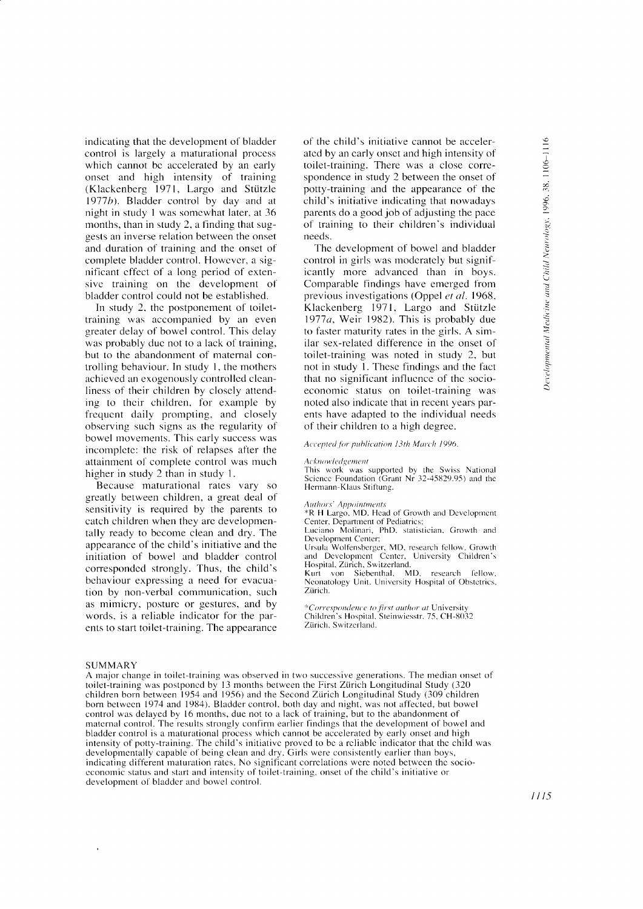indicating that the development of bladder control is largely a maturational process which cannot be accelerated by an early onset and high intensity of training (Klackenberg 1971, Largo and Stützle 1977*b*). Bladder control by day and at night in study 1 was somewhat later, at 36 months, than in study 2, a finding that suggests an inverse relation between the onset and duration of training and the onset of complete bladder control. However, a significant effect of a long period of extensive training on the development of bladder control could not be established.

In study 2, the postponement of toilet-training was accompanied by an even greater delay of bowel control. This delay was probably due not to a lack of training, but to the abandonment of maternal controlling behaviour. In study 1, the mothers achieved an exogenously controlled cleanliness of their children by closely attending to their children, for example by frequent daily prompting, and closely observing such signs as the regularity of bowel movements. This early success was incomplete: the risk of relapses after the attainment of complete control was much higher in study 2 than in study 1.

Because maturational rates vary so greatly between children, a great deal of sensitivity is required by the parents to catch children when they are developmentally ready to become clean and dry. The appearance of the child's initiative and the initiation of bowel and bladder control corresponded strongly. Thus, the child's behaviour expressing a need for evacuation by non-verbal communication, such as mimicry, posture or gestures, and by words, is a reliable indicator for the parents to start toilet-training. The appearance of the child's initiative cannot be accelerated by an early onset and high intensity of toilet-training. There was a close correspondence in study 2 between the onset of potty-training and the appearance of the child's initiative indicating that nowadays parents do a good job of adjusting the pace of training to their children's individual needs.

The development of bowel and bladder control in girls was moderately but significantly more advanced than in boys. Comparable findings have emerged from previous investigations (Oppel *et al.* 1968, Klackenberg 1971, Largo and Stützle 1977*a*, Weir 1982). This is probably due to faster maturity rates in the girls. A similar sex-related difference in the onset of toilet-training was noted in study 2, but not in study 1. These findings and the fact that no significant influence of the socio-economic status on toilet-training was noted also indicate that in recent years parents have adapted to the individual needs of their children to a high degree.

*Accepted for publication 13th March 1996.*

*Acknowledgement*

This work was supported by the Swiss National Science Foundation (Grant Nr 32-45829.95) and the Hermann-Klaus Stiftung.

*Authors' Appointments*

*R H Largo, MD, Head of Growth and Development Center, Department of Pediatrics;
Luciano Molinari, PhD, statistician, Growth and Development Center;
Ursula Wolfensberger, MD, research fellow, Growth and Development Center, University Children's Hospital, Zürich, Switzerland.
Kurt von Siebenthal, MD, research fellow, Neonatology Unit, University Hospital of Obstetrics, Zürich.

**Correspondence to first author at* University Children's Hospital, Steinwiesstr. 75, CH-8032 Zürich, Switzerland.

## SUMMARY

A major change in toilet-training was observed in two successive generations. The median onset of toilet-training was postponed by 13 months between the First Zürich Longitudinal Study (320 children born between 1954 and 1956) and the Second Zürich Longitudinal Study (309 children born between 1974 and 1984). Bladder control, both day and night, was not affected, but bowel control was delayed by 16 months, due not to a lack of training, but to the abandonment of maternal control. The results strongly confirm earlier findings that the development of bowel and bladder control is a maturational process which cannot be accelerated by early onset and high intensity of potty-training. The child's initiative proved to be a reliable indicator that the child was developmentally capable of being clean and dry. Girls were consistently earlier than boys, indicating different maturation rates. No significant correlations were noted between the socio-economic status and start and intensity of toilet-training, onset of the child's initiative or development of bladder and bowel control.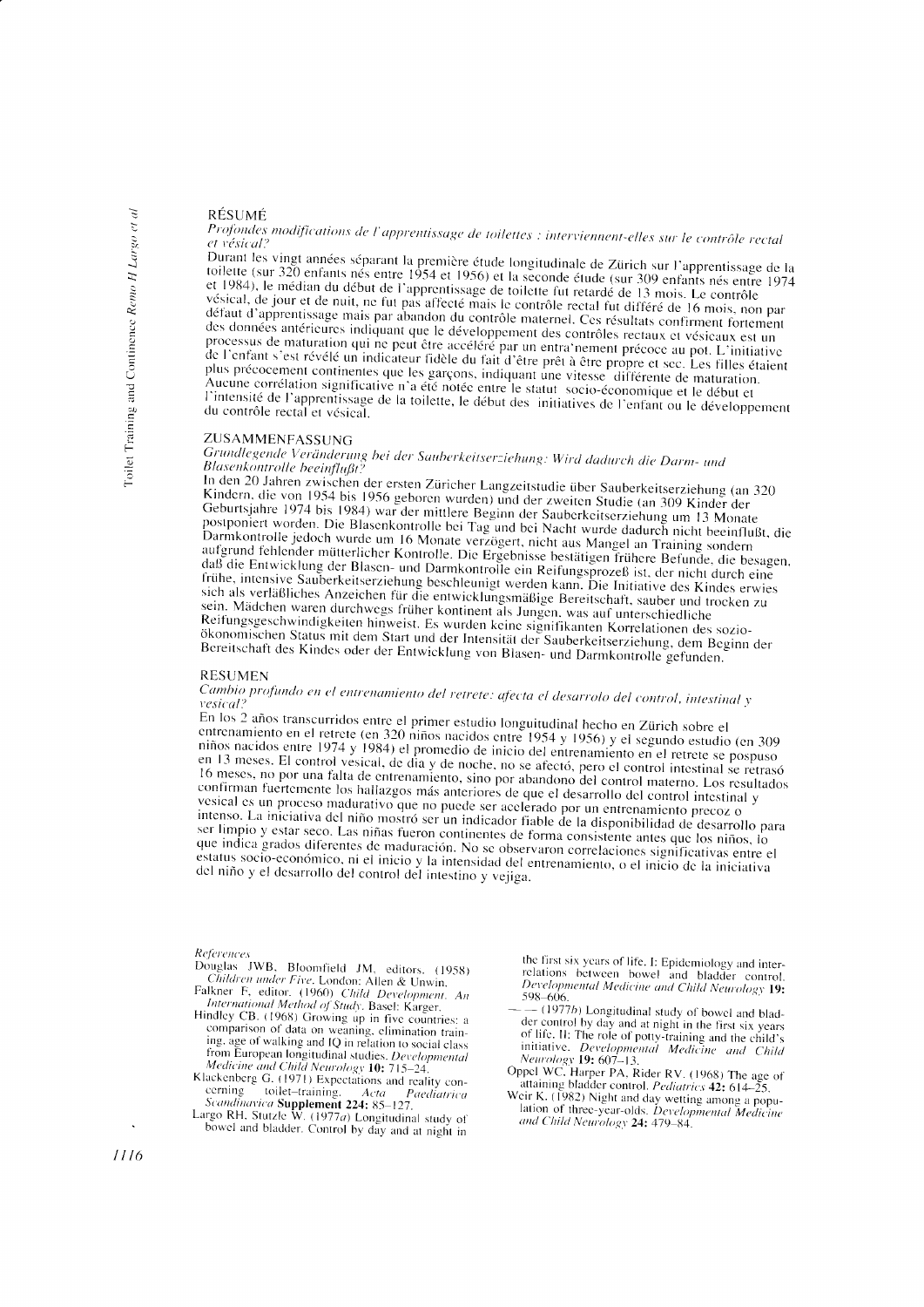## RÉSUMÉ

*Profondes modifications de l'apprentissage de toilettes : interviennent-elles sur le contrôle rectal et vésical?*

Durant les vingt années séparant la première étude longitudinale de Zürich sur l'apprentissage de la toilette (sur 320 enfants nés entre 1954 et 1956) et la seconde étude (sur 309 enfants nés entre 1974 et 1984), le médian du début de l'apprentissage de toilette fut retardé de 13 mois. Le contrôle vésical, de jour et de nuit, ne fut pas affecté mais le contrôle rectal fut différé de 16 mois, non par défaut d'apprentissage mais par abandon du contrôle maternel. Ces résultats confirment fortement des données antérieures indiquant que le développement des contrôles rectaux et vésicaux est un processus de maturation qui ne peut être accéléré par un entra'nement précoce au pot. L'initiative de l'enfant s'est révélé un indicateur fidèle du fait d'être prêt à être propre et sec. Les filles étaient plus précocement continentes que les garçons, indiquant une vitesse différente de maturation. Aucune corrélation significative n'a été notée entre le statut socio-économique et le début et l'intensité de l'apprentissage de la toilette, le début des initiatives de l'enfant ou le développement du contrôle rectal et vésical.

## ZUSAMMENFASSUNG

*Grundlegende Veränderung bei der Sauberkeitserziehung: Wird dadurch die Darm- und Blasenkontrolle beeinflußt?*

In den 20 Jahren zwischen der ersten Züricher Langzeitstudie über Sauberkeitserziehung (an 320 Kindern, die von 1954 bis 1956 geboren wurden) und der zweiten Studie (an 309 Kinder der Geburtsjahre 1974 bis 1984) war der mittlere Beginn der Sauberkeitserziehung um 13 Monate postponiert worden. Die Blasenkontrolle bei Tag und bei Nacht wurde dadurch nicht beeinflußt, die Darmkontrolle jedoch wurde um 16 Monate verzögert, nicht aus Mangel an Training sondern aufgrund fehlender mütterlicher Kontrolle. Die Ergebnisse bestätigen frühere Befunde, die besagen, daß die Entwicklung der Blasen- und Darmkontrolle ein Reifungsprozeß ist, der nicht durch eine frühe, intensive Sauberkeitserziehung beschleunigt werden kann. Die Initiative des Kindes erwies sich als verläßliches Anzeichen für die entwicklungsmäßige Bereitschaft, sauber und trocken zu sein. Mädchen waren durchwegs früher kontinent als Jungen, was auf unterschiedliche Reifungsgeschwindigkeiten hinweist. Es wurden keine signifikanten Korrelationen des sozio-ökonomischen Status mit dem Start und der Intensität der Sauberkeitserziehung, dem Beginn der Bereitschaft des Kindes oder der Entwicklung von Blasen- und Darmkontrolle gefunden.

## RESUMEN

*Cambio profundo en el entrenamiento del retrete: afecta el desarrolo del control, intestinal y vesical?*

En los 2 años transcurridos entre el primer estudio longuitudinal hecho en Zürich sobre el entrenamiento en el retrete (en 320 niños nacidos entre 1954 y 1956) y el segundo estudio (en 309 niños nacidos entre 1974 y 1984) el promedio de inicio del entrenamiento en el retrete se pospuso en 13 meses. El control vesical, de día y de noche, no se afectó, pero el control intestinal se retrasó 16 meses, no por una falta de entrenamiento, sino por abandono del control materno. Los resultados confirman fuertemente los hallazgos más anteriores de que el desarrollo del control intestinal y vesical es un proceso madurativo que no puede ser acelerado por un entrenamiento precoz o intenso. La iniciativa del niño mostró ser un indicador fiable de la disponibilidad de desarrollo para ser limpio y estar seco. Las niñas fueron continentes de forma consistente antes que los niños, lo que indica grados diferentes de maduración. No se observaron correlaciones significativas entre el estatus socio-económico, ni el inicio y la intensidad del entrenamiento, o el inicio de la iniciativa del niño y el desarrollo del control del intestino y vejiga.

*References*

Douglas JWB, Bloomfield JM, editors. (1958) *Children under Five*. London: Allen & Unwin.

Falkner F, editor. (1960) *Child Development. An International Method of Study*. Basel: Karger.

Hindley CB. (1968) Growing up in five countries: a comparison of data on weaning, elimination training, age of walking and IQ in relation to social class from European longitudinal studies. *Developmental Medicine and Child Neurology* **10:** 715–24.

Klackenberg G. (1971) Expectations and reality concerning toilet-training. *Acta Paediatrica Scandinavica* **Supplement 224:** 85–127.

Largo RH, Stutzle W. (1977*a*) Longitudinal study of bowel and bladder. Control by day and at night in the first six years of life. I: Epidemiology and interrelations between bowel and bladder control. *Developmental Medicine and Child Neurology* **19:** 598–606.

— — (1977*b*) Longitudinal study of bowel and bladder control by day and at night in the first six years of life. II: The role of potty-training and the child's initiative. *Developmental Medicine and Child Neurology* **19:** 607–13.

Oppel WC, Harper PA, Rider RV. (1968) The age of attaining bladder control. *Pediatrics* **42:** 614–25.

Weir K. (1982) Night and day wetting among a population of three-year-olds. *Developmental Medicine and Child Neurology* **24:** 479–84.